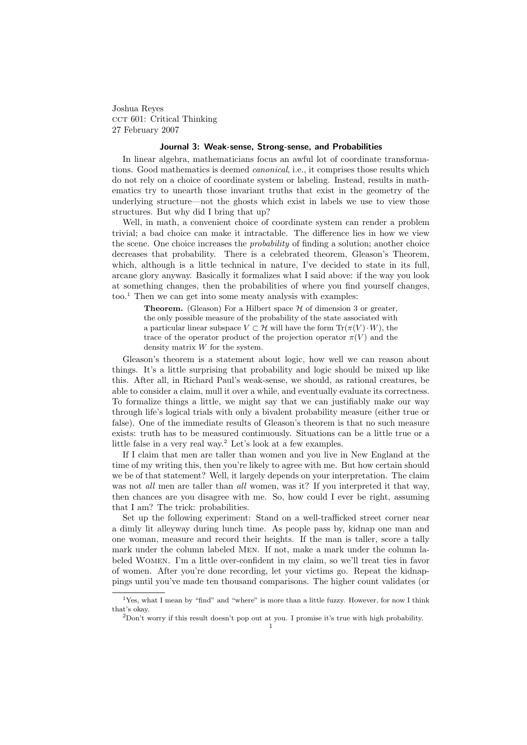Joshua Reyes
CCT 601: Critical Thinking
27 February 2007

## Journal 3: Weak-sense, Strong-sense, and Probabilities

In linear algebra, mathematicians focus an awful lot of coordinate transformations. Good mathematics is deemed *canonical*, i.e., it comprises those results which do not rely on a choice of coordinate system or labeling. Instead, results in mathematics try to unearth those invariant truths that exist in the geometry of the underlying structure—not the ghosts which exist in labels we use to view those structures. But why did I bring that up?

Well, in math, a convenient choice of coordinate system can render a problem trivial; a bad choice can make it intractable. The difference lies in how we view the scene. One choice increases the *probability* of finding a solution; another choice decreases that probability. There is a celebrated theorem, Gleason's Theorem, which, although is a little technical in nature, I've decided to state in its full, arcane glory anyway. Basically it formalizes what I said above: if the way you look at something changes, then the probabilities of where you find yourself changes, too.[1] Then we can get into some meaty analysis with examples:

> **Theorem.** (Gleason) For a Hilbert space $\mathcal{H}$ of dimension 3 or greater, the only possible measure of the probability of the state associated with a particular linear subspace $V \subset \mathcal{H}$ will have the form $\mathrm{Tr}(\pi(V) \cdot W)$, the trace of the operator product of the projection operator $\pi(V)$ and the density matrix $W$ for the system.

Gleason's theorem is a statement about logic, how well we can reason about things. It's a little surprising that probability and logic should be mixed up like this. After all, in Richard Paul's weak-sense, we should, as rational creatures, be able to consider a claim, mull it over a while, and eventually evaluate its correctness. To formalize things a little, we might say that we can justifiably make our way through life's logical trials with only a bivalent probability measure (either true or false). One of the immediate results of Gleason's theorem is that no such measure exists: truth has to be measured continuously. Situations can be a little true or a little false in a very real way.[2] Let's look at a few examples.

If I claim that men are taller than women and you live in New England at the time of my writing this, then you're likely to agree with me. But how certain should we be of that statement? Well, it largely depends on your interpretation. The claim was not *all* men are taller than *all* women, was it? If you interpreted it that way, then chances are you disagree with me. So, how could I ever be right, assuming that I am? The trick: probabilities.

Set up the following experiment: Stand on a well-trafficked street corner near a dimly lit alleyway during lunch time. As people pass by, kidnap one man and one woman, measure and record their heights. If the man is taller, score a tally mark under the column labeled MEN. If not, make a mark under the column labeled WOMEN. I'm a little over-confident in my claim, so we'll treat ties in favor of women. After you're done recording, let your victims go. Repeat the kidnappings until you've made ten thousand comparisons. The higher count validates (or

---

[1] Yes, what I mean by "find" and "where" is more than a little fuzzy. However, for now I think that's okay.

[2] Don't worry if this result doesn't pop out at you. I promise it's true with high probability.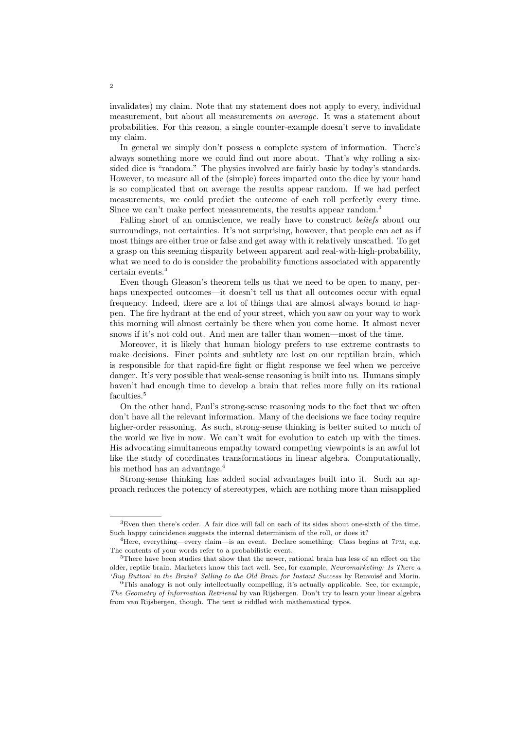invalidates) my claim. Note that my statement does not apply to every, individual measurement, but about all measurements *on average.* It was a statement about probabilities. For this reason, a single counter-example doesn't serve to invalidate my claim.

In general we simply don't possess a complete system of information. There's always something more we could find out more about. That's why rolling a six-sided dice is "random." The physics involved are fairly basic by today's standards. However, to measure all of the (simple) forces imparted onto the dice by your hand is so complicated that on average the results appear random. If we had perfect measurements, we could predict the outcome of each roll perfectly every time. Since we can't make perfect measurements, the results appear random.[3]

Falling short of an omniscience, we really have to construct *beliefs* about our surroundings, not certainties. It's not surprising, however, that people can act as if most things are either true or false and get away with it relatively unscathed. To get a grasp on this seeming disparity between apparent and real-with-high-probability, what we need to do is consider the probability functions associated with apparently certain events.[4]

Even though Gleason's theorem tells us that we need to be open to many, perhaps unexpected outcomes—it doesn't tell us that all outcomes occur with equal frequency. Indeed, there are a lot of things that are almost always bound to happen. The fire hydrant at the end of your street, which you saw on your way to work this morning will almost certainly be there when you come home. It almost never snows if it's not cold out. And men are taller than women—most of the time.

Moreover, it is likely that human biology prefers to use extreme contrasts to make decisions. Finer points and subtlety are lost on our reptilian brain, which is responsible for that rapid-fire fight or flight response we feel when we perceive danger. It's very possible that weak-sense reasoning is built into us. Humans simply haven't had enough time to develop a brain that relies more fully on its rational faculties.[5]

On the other hand, Paul's strong-sense reasoning nods to the fact that we often don't have all the relevant information. Many of the decisions we face today require higher-order reasoning. As such, strong-sense thinking is better suited to much of the world we live in now. We can't wait for evolution to catch up with the times. His advocating simultaneous empathy toward competing viewpoints is an awful lot like the study of coordinates transformations in linear algebra. Computationally, his method has an advantage.[6]

Strong-sense thinking has added social advantages built into it. Such an approach reduces the potency of stereotypes, which are nothing more than misapplied

---

[3]Even then there's order. A fair dice will fall on each of its sides about one-sixth of the time. Such happy coincidence suggests the internal determinism of the roll, or does it?

[4]Here, everything—every claim—is an event. Declare something: Class begins at 7PM, e.g. The contents of your words refer to a probabilistic event.

[5]There have been studies that show that the newer, rational brain has less of an effect on the older, reptile brain. Marketers know this fact well. See, for example, *Neuromarketing: Is There a 'Buy Button' in the Brain? Selling to the Old Brain for Instant Success* by Renvoisé and Morin.

[6]This analogy is not only intellectually compelling, it's actually applicable. See, for example, *The Geometry of Information Retrieval* by van Rijsbergen. Don't try to learn your linear algebra from van Rijsbergen, though. The text is riddled with mathematical typos.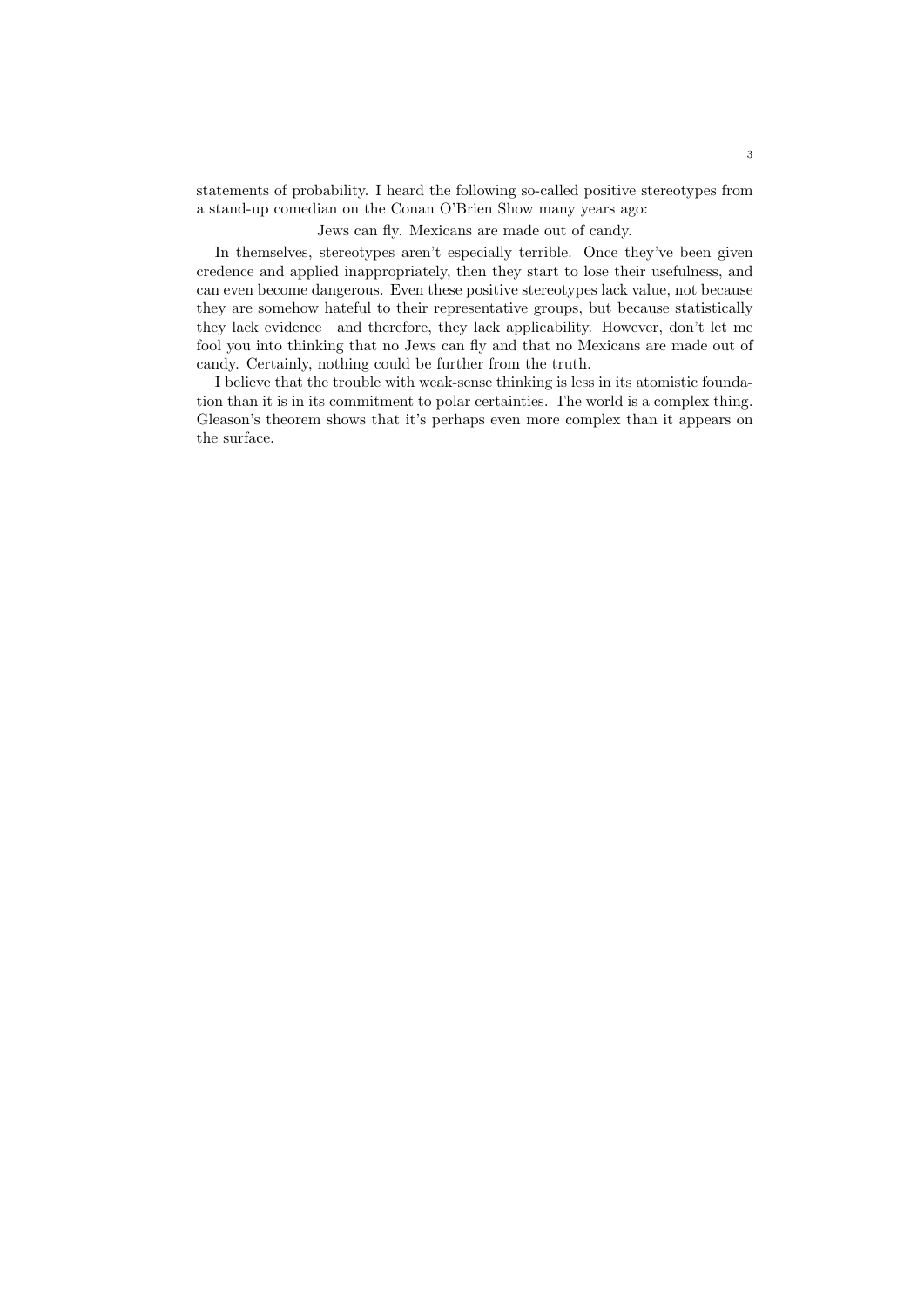statements of probability. I heard the following so-called positive stereotypes from a stand-up comedian on the Conan O'Brien Show many years ago:

Jews can fly. Mexicans are made out of candy.

In themselves, stereotypes aren't especially terrible. Once they've been given credence and applied inappropriately, then they start to lose their usefulness, and can even become dangerous. Even these positive stereotypes lack value, not because they are somehow hateful to their representative groups, but because statistically they lack evidence—and therefore, they lack applicability. However, don't let me fool you into thinking that no Jews can fly and that no Mexicans are made out of candy. Certainly, nothing could be further from the truth.

I believe that the trouble with weak-sense thinking is less in its atomistic foundation than it is in its commitment to polar certainties. The world is a complex thing. Gleason's theorem shows that it's perhaps even more complex than it appears on the surface.